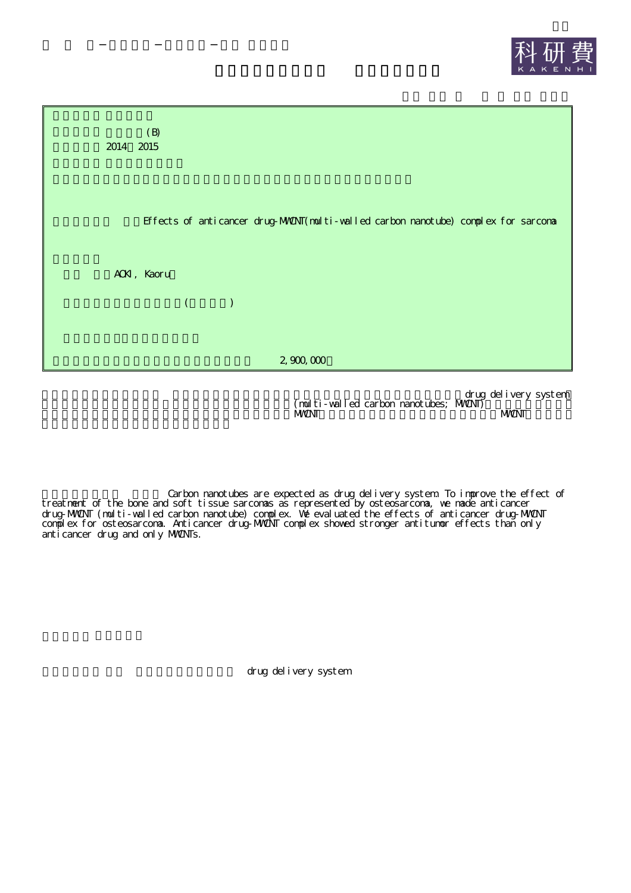(B)

2014 2015

Effects of anticancer drug-MWCNT(multi-walled carbon nanotube) complex for sarcoma

AOKI, Kaoru

( )

2,900,000

drug delivery system (multi-walled carbon nanotubes; MWCNT) MWCNT MWCNT

Carbon nanotubes are expected as drug delivery system. To improve the effect of treatment of the bone and soft tissue sarcomas as represented by osteosarcoma, we made anticancer drug-MWCNT (multi-walled carbon nanotube) complex. We evaluated the effects of anticancer drug-MWCNT complex for osteosarcoma. Anticancer drug-MWCNT complex showed stronger antitumor effects than only anticancer drug and only MWCNTs.

drug delivery system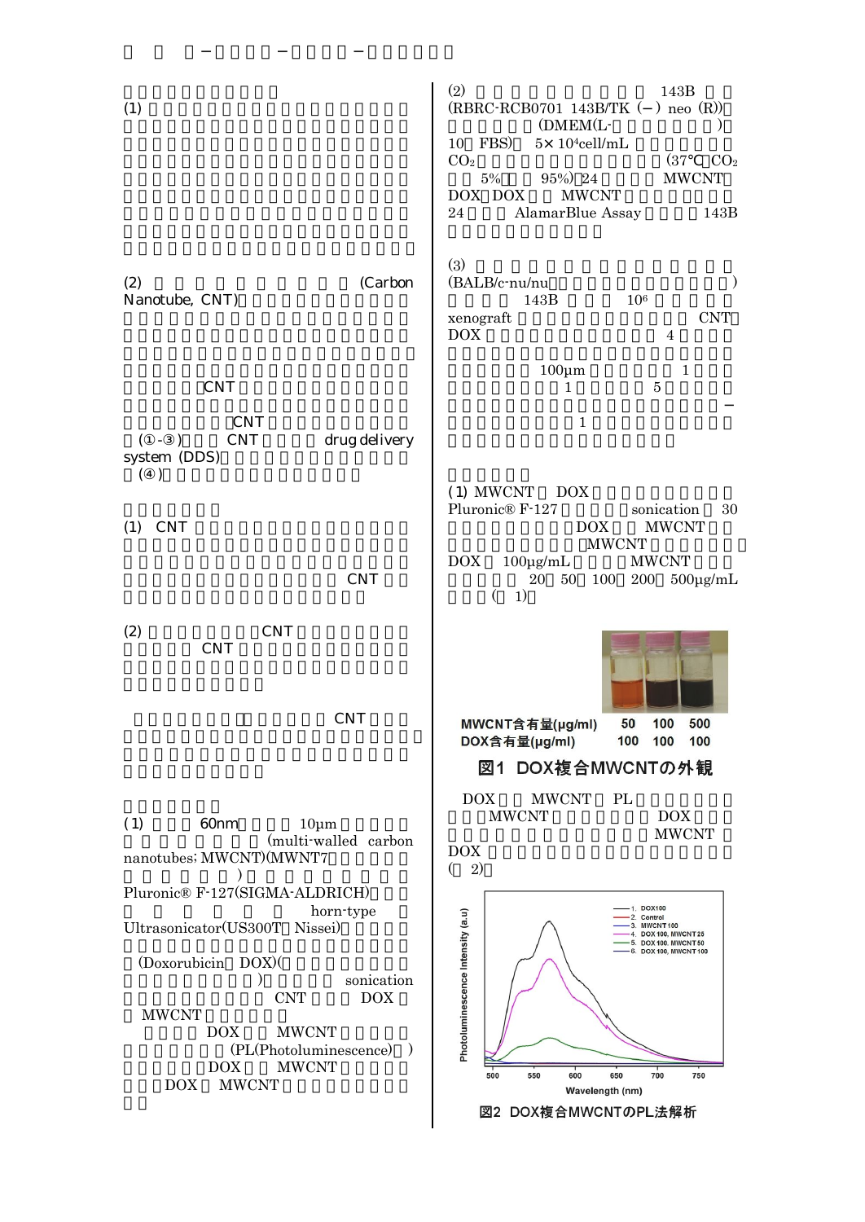(1)

(2) (Carbon Nanotube, CNT)

CNT

CNT

(①-③) CNT drug delivery system (DDS)

(④)

(1) CNT

CNT

(2) CNT

CNT

CNT

(1) 60nm 10μm (multi-walled carbon nanotubes; MWCNT)(MWNT7 )

Pluronic® F-127(SIGMA-ALDRICH) horn-type Ultrasonicator(US300T Nissei)

(Doxorubicin DOX)( ) sonication CNT DOX MWCNT

DOX MWCNT (PL(Photoluminescence) )

DOX MWCNT

DOX MWCNT

(2) 143B (RBRC-RCB0701 143B/TK (−) neo (R)) (DMEM(L- ) 10 FBS) $5\times10^4$cell/mL $CO_2$ (37℃ $CO_2$ 5% 95%) 24 MWCNT DOX DOX MWCNT 24 AlamarBlue Assay 143B

(3) (BALB/c-nu/nu ) 143B $10^6$ xenograft CNT DOX 4

100μm 1

1 5

−

1

(1) MWCNT DOX

Pluronic® F-127 sonication 30 DOX MWCNT MWCNT DOX 100μg/mL MWCNT 20 50 100 200 500μg/mL ( 1)

| MWCNT含有量(μg/ml) | 50 | 100 | 500 |
|---|---|---|---|
| DOX含有量(μg/ml) | 100 | 100 | 100 |

図1 DOX複合MWCNTの外観

DOX MWCNT PL MWCNT DOX MWCNT DOX ( 2)

図2 DOX複合MWCNTのPL法解析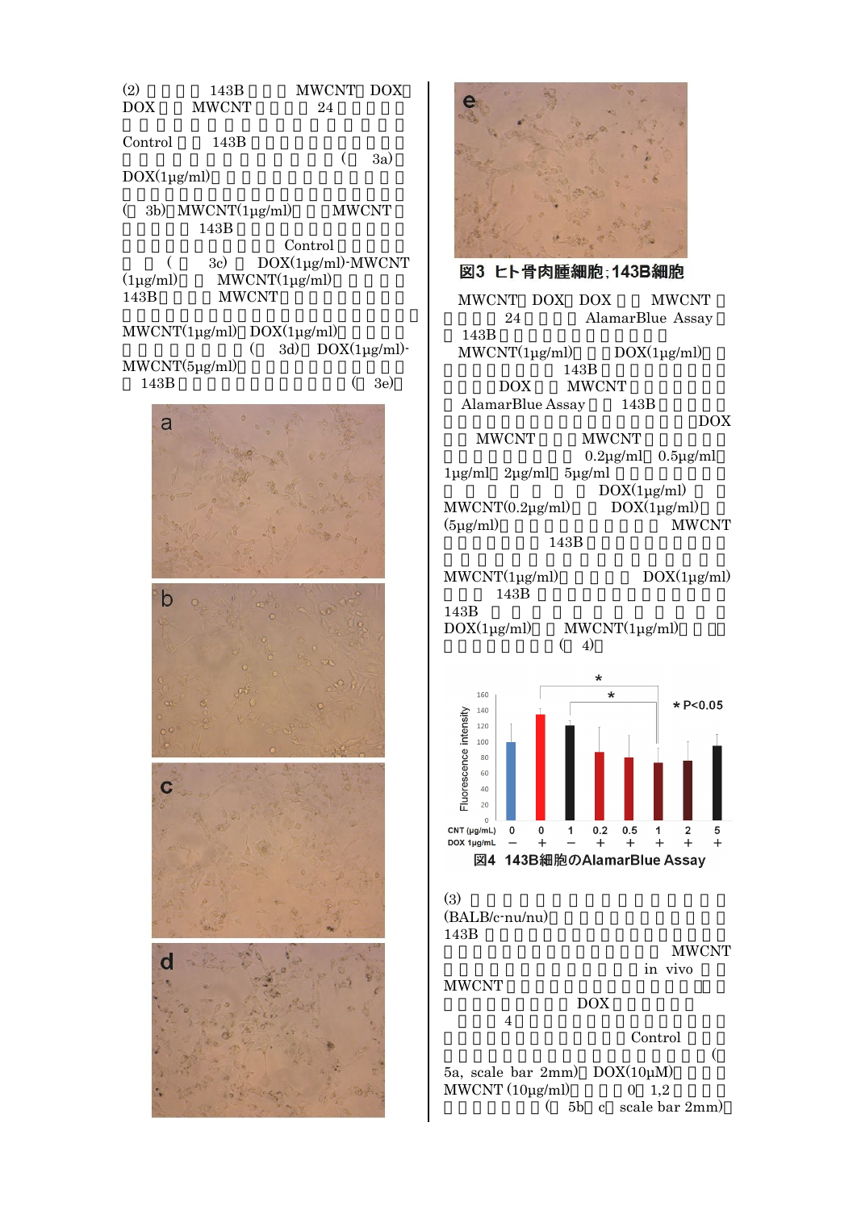(2) 143B MWCNT DOX
DOX MWCNT 24

Control 143B
( 3a)
DOX(1μg/ml)

( 3b) MWCNT(1μg/ml) MWCNT
143B
Control
( 3c) DOX(1μg/ml)-MWCNT
(1μg/ml) MWCNT(1μg/ml)
143B MWCNT

MWCNT(1μg/ml) DOX(1μg/ml)
( 3d) DOX(1μg/ml)-
MWCNT(5μg/ml)
143B ( 3e)

a

b

c

d

e

**図3 ヒト骨肉腫細胞;143B細胞**

MWCNT DOX DOX MWCNT
24 AlamarBlue Assay
143B
MWCNT(1μg/ml) DOX(1μg/ml)
143B
DOX MWCNT
AlamarBlue Assay 143B
DOX
MWCNT MWCNT
0.2μg/ml 0.5μg/ml
1μg/ml 2μg/ml 5μg/ml
DOX(1μg/ml)
MWCNT(0.2μg/ml) DOX(1μg/ml)
(5μg/ml) MWCNT
143B

MWCNT(1μg/ml) DOX(1μg/ml)
143B
143B
DOX(1μg/ml) MWCNT(1μg/ml)
( 4)

| CNT (μg/mL) | 0 | 0 | 1 | 0.2 | 0.5 | 1 | 2 | 5 |
|---|---|---|---|---|---|---|---|---|
| DOX 1μg/mL | − | + | − | + | + | + | + | + |

Fluorescence intensity; * P<0.05

**図4 143B細胞のAlamarBlue Assay**

(3)
(BALB/c-nu/nu)
143B
MWCNT
in vivo
MWCNT
DOX
4
Control
(
5a, scale bar 2mm) DOX(10μM)
MWCNT (10μg/ml) 0 1,2
( 5b c scale bar 2mm)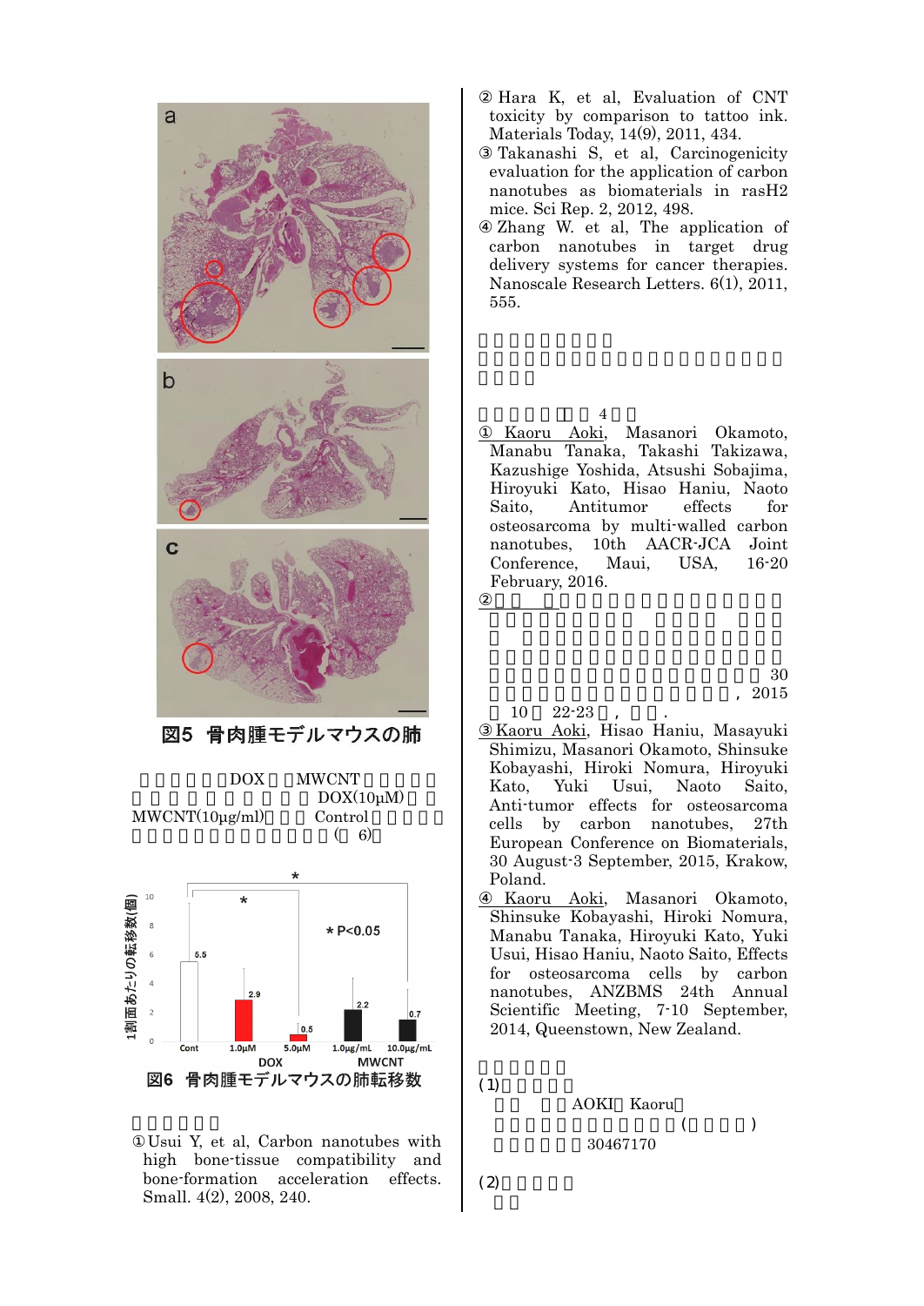図5 骨肉腫モデルマウスの肺

DOX MWCNT
DOX(10μM)
MWCNT(10μg/ml) Control
( 6)

図6 骨肉腫モデルマウスの肺転移数

① Usui Y, et al, Carbon nanotubes with high bone-tissue compatibility and bone-formation acceleration effects. Small. 4(2), 2008, 240.

② Hara K, et al, Evaluation of CNT toxicity by comparison to tattoo ink. Materials Today, 14(9), 2011, 434.

③ Takanashi S, et al, Carcinogenicity evaluation for the application of carbon nanotubes as biomaterials in rasH2 mice. Sci Rep. 2, 2012, 498.

④ Zhang W. et al, The application of carbon nanotubes in target drug delivery systems for cancer therapies. Nanoscale Research Letters. 6(1), 2011, 555.

4

① Kaoru Aoki, Masanori Okamoto, Manabu Tanaka, Takashi Takizawa, Kazushige Yoshida, Atsushi Sobajima, Hiroyuki Kato, Hisao Haniu, Naoto Saito, Antitumor effects for osteosarcoma by multi-walled carbon nanotubes, 10th AACR-JCA Joint Conference, Maui, USA, 16-20 February, 2016.

②

30
, 2015
10 22-23 , .

③ Kaoru Aoki, Hisao Haniu, Masayuki Shimizu, Masanori Okamoto, Shinsuke Kobayashi, Hiroki Nomura, Hiroyuki Kato, Yuki Usui, Naoto Saito, Anti-tumor effects for osteosarcoma cells by carbon nanotubes, 27th European Conference on Biomaterials, 30 August-3 September, 2015, Krakow, Poland.

④ Kaoru Aoki, Masanori Okamoto, Shinsuke Kobayashi, Hiroki Nomura, Manabu Tanaka, Hiroyuki Kato, Yuki Usui, Hisao Saito, Naoto Saito, Effects for osteosarcoma cells by carbon nanotubes, ANZBMS 24th Annual Scientific Meeting, 7-10 September, 2014, Queenstown, New Zealand.

(1)
AOKI Kaoru
( )
30467170

(2)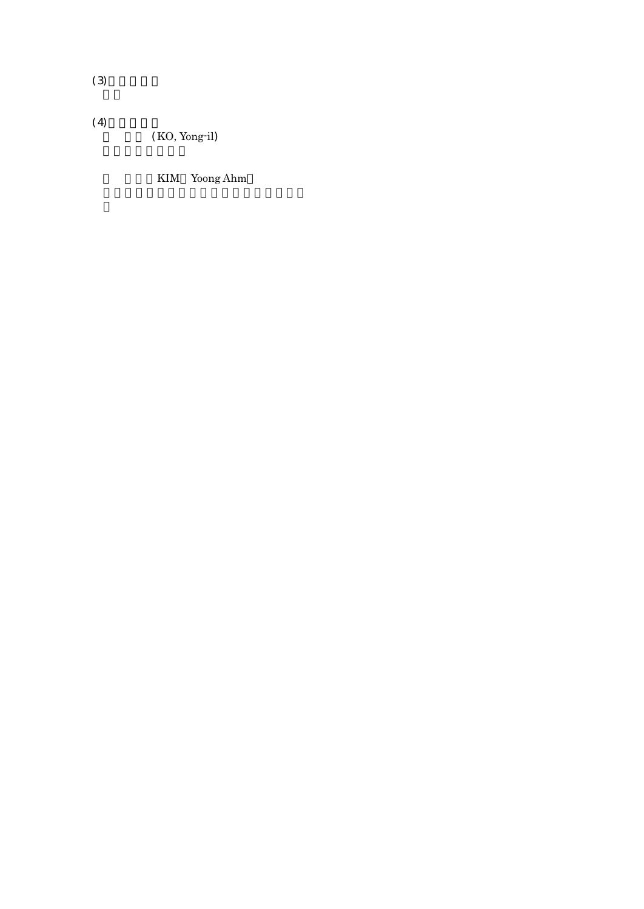(3)

(4)

(KO, Yong-il)

KIM Yoong Ahm